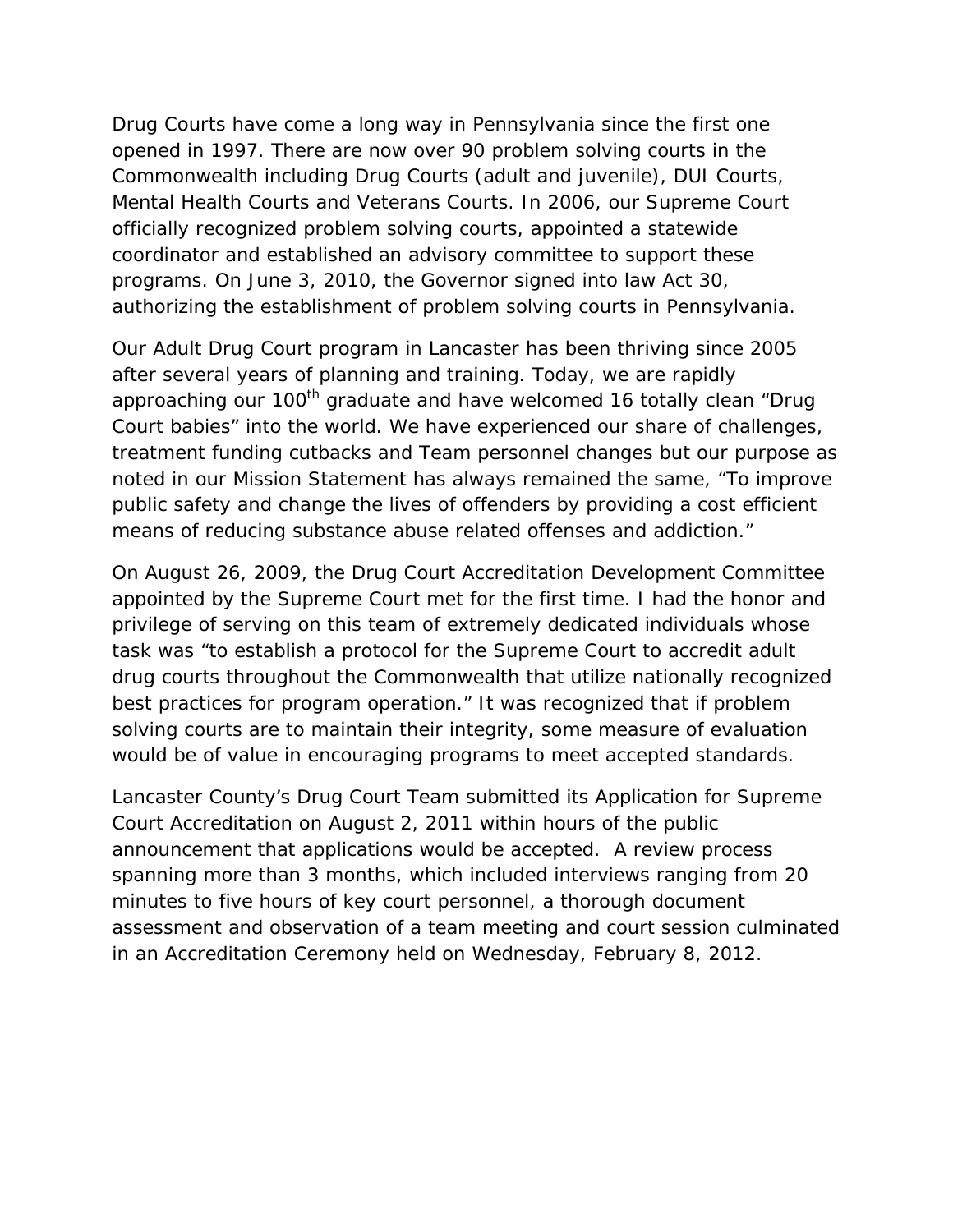Drug Courts have come a long way in Pennsylvania since the first one opened in 1997. There are now over 90 problem solving courts in the Commonwealth including Drug Courts (adult and juvenile), DUI Courts, Mental Health Courts and Veterans Courts. In 2006, our Supreme Court officially recognized problem solving courts, appointed a statewide coordinator and established an advisory committee to support these programs. On June 3, 2010, the Governor signed into law Act 30, authorizing the establishment of problem solving courts in Pennsylvania.

Our Adult Drug Court program in Lancaster has been thriving since 2005 after several years of planning and training. Today, we are rapidly approaching our 100th graduate and have welcomed 16 totally clean "Drug Court babies" into the world. We have experienced our share of challenges, treatment funding cutbacks and Team personnel changes but our purpose as noted in our Mission Statement has always remained the same, "To improve public safety and change the lives of offenders by providing a cost efficient means of reducing substance abuse related offenses and addiction."

On August 26, 2009, the Drug Court Accreditation Development Committee appointed by the Supreme Court met for the first time. I had the honor and privilege of serving on this team of extremely dedicated individuals whose task was "to establish a protocol for the Supreme Court to accredit adult drug courts throughout the Commonwealth that utilize nationally recognized best practices for program operation." It was recognized that if problem solving courts are to maintain their integrity, some measure of evaluation would be of value in encouraging programs to meet accepted standards.

Lancaster County's Drug Court Team submitted its Application for Supreme Court Accreditation on August 2, 2011 within hours of the public announcement that applications would be accepted. A review process spanning more than 3 months, which included interviews ranging from 20 minutes to five hours of key court personnel, a thorough document assessment and observation of a team meeting and court session culminated in an Accreditation Ceremony held on Wednesday, February 8, 2012.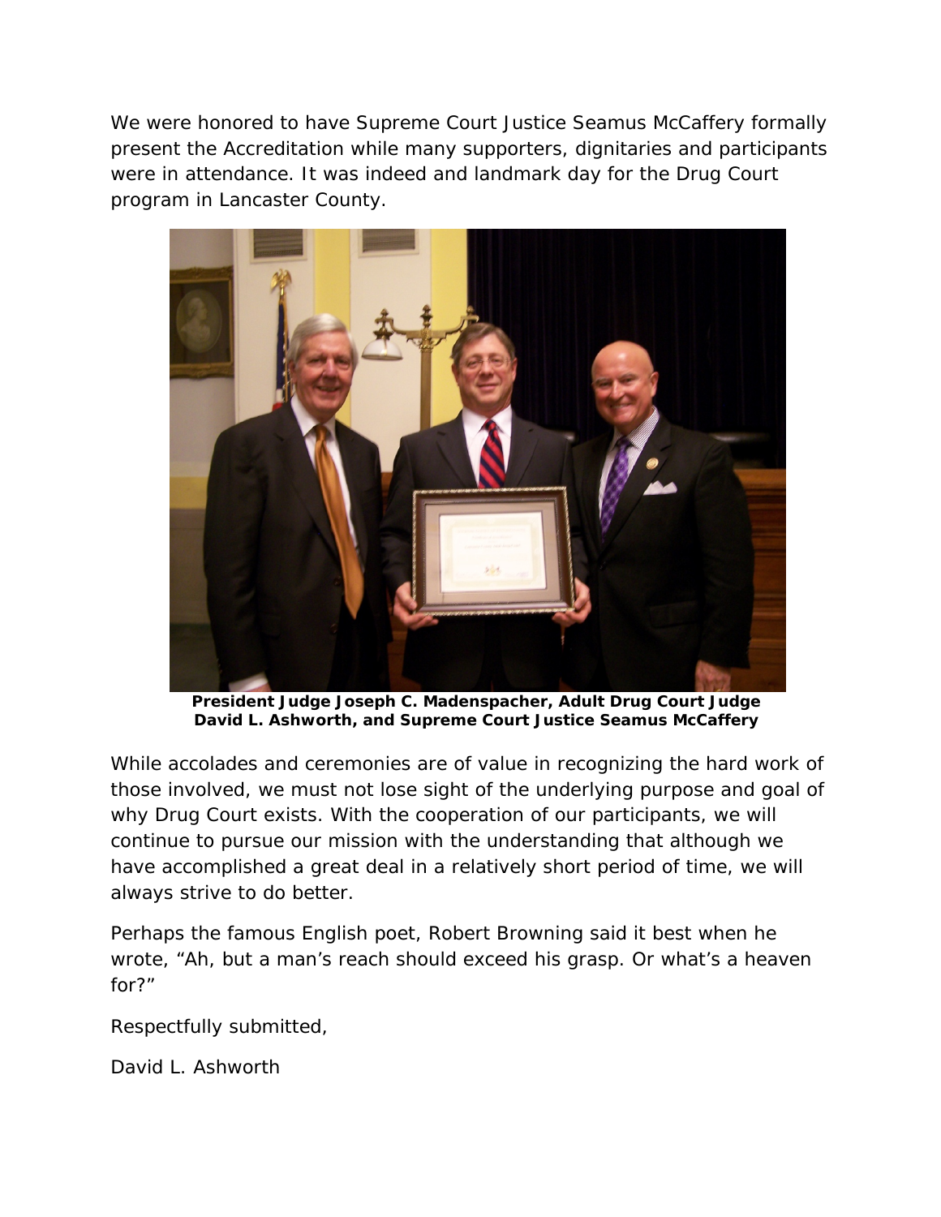We were honored to have Supreme Court Justice Seamus McCaffery formally present the Accreditation while many supporters, dignitaries and participants were in attendance. It was indeed and landmark day for the Drug Court program in Lancaster County.

**President Judge Joseph C. Madenspacher, Adult Drug Court Judge David L. Ashworth, and Supreme Court Justice Seamus McCaffery**

While accolades and ceremonies are of value in recognizing the hard work of those involved, we must not lose sight of the underlying purpose and goal of why Drug Court exists. With the cooperation of our participants, we will continue to pursue our mission with the understanding that although we have accomplished a great deal in a relatively short period of time, we will always strive to do better.

Perhaps the famous English poet, Robert Browning said it best when he wrote, “Ah, but a man’s reach should exceed his grasp. Or what’s a heaven for?”

Respectfully submitted,

David L. Ashworth